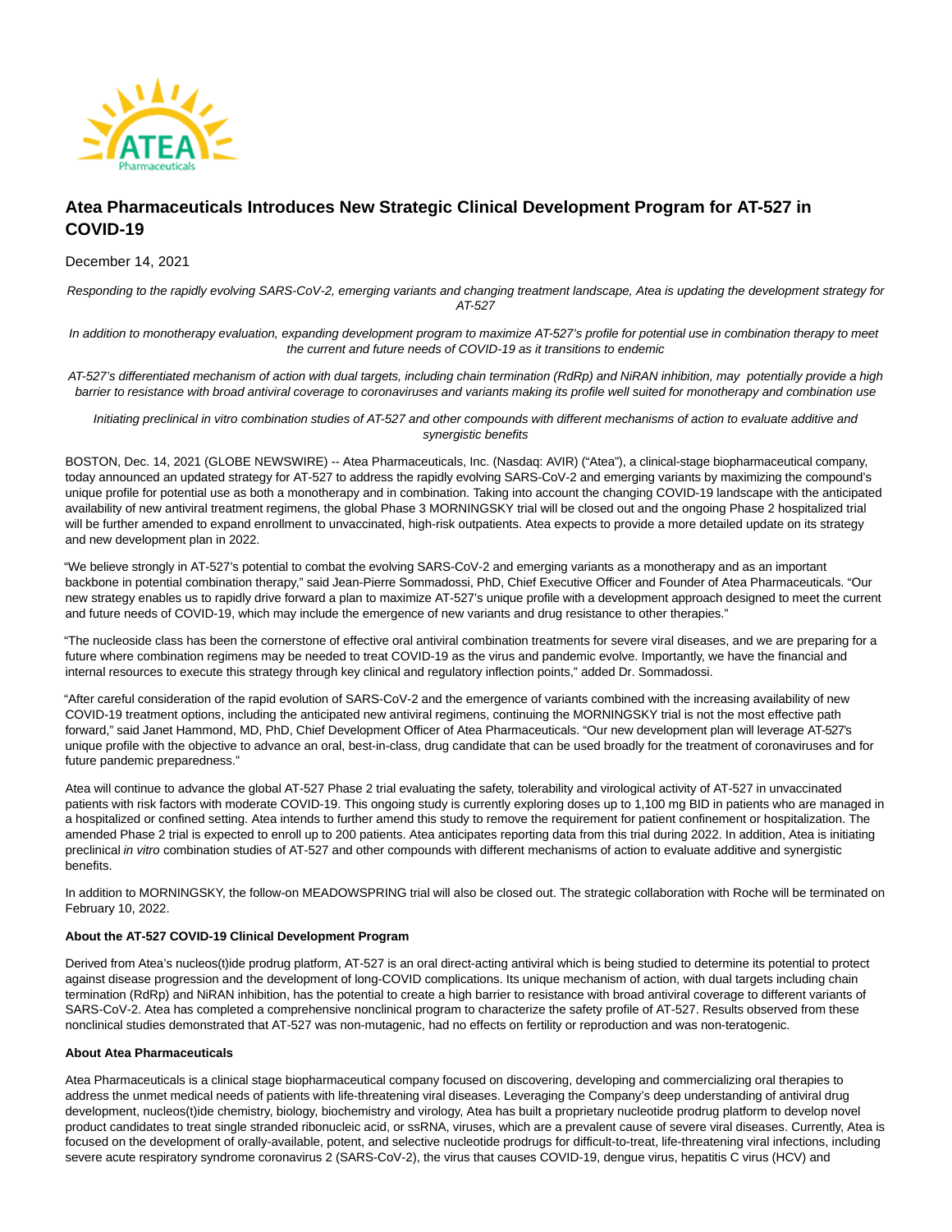# Atea Pharmaceuticals Introduces New Strategic Clinical Development Program for AT-527 in COVID-19

December 14, 2021

*Responding to the rapidly evolving SARS-CoV-2, emerging variants and changing treatment landscape, Atea is updating the development strategy for AT-527*

*In addition to monotherapy evaluation, expanding development program to maximize AT-527's profile for potential use in combination therapy to meet the current and future needs of COVID-19 as it transitions to endemic*

*AT-527's differentiated mechanism of action with dual targets, including chain termination (RdRp) and NiRAN inhibition, may potentially provide a high barrier to resistance with broad antiviral coverage to coronaviruses and variants making its profile well suited for monotherapy and combination use*

*Initiating preclinical in vitro combination studies of AT-527 and other compounds with different mechanisms of action to evaluate additive and synergistic benefits*

BOSTON, Dec. 14, 2021 (GLOBE NEWSWIRE) -- Atea Pharmaceuticals, Inc. (Nasdaq: AVIR) ("Atea"), a clinical-stage biopharmaceutical company, today announced an updated strategy for AT-527 to address the rapidly evolving SARS-CoV-2 and emerging variants by maximizing the compound's unique profile for potential use as both a monotherapy and in combination. Taking into account the changing COVID-19 landscape with the anticipated availability of new antiviral treatment regimens, the global Phase 3 MORNINGSKY trial will be closed out and the ongoing Phase 2 hospitalized trial will be further amended to expand enrollment to unvaccinated, high-risk outpatients. Atea expects to provide a more detailed update on its strategy and new development plan in 2022.

"We believe strongly in AT-527's potential to combat the evolving SARS-CoV-2 and emerging variants as a monotherapy and as an important backbone in potential combination therapy," said Jean-Pierre Sommadossi, PhD, Chief Executive Officer and Founder of Atea Pharmaceuticals. "Our new strategy enables us to rapidly drive forward a plan to maximize AT-527's unique profile with a development approach designed to meet the current and future needs of COVID-19, which may include the emergence of new variants and drug resistance to other therapies."

"The nucleoside class has been the cornerstone of effective oral antiviral combination treatments for severe viral diseases, and we are preparing for a future where combination regimens may be needed to treat COVID-19 as the virus and pandemic evolve. Importantly, we have the financial and internal resources to execute this strategy through key clinical and regulatory inflection points," added Dr. Sommadossi.

"After careful consideration of the rapid evolution of SARS-CoV-2 and the emergence of variants combined with the increasing availability of new COVID-19 treatment options, including the anticipated new antiviral regimens, continuing the MORNINGSKY trial is not the most effective path forward," said Janet Hammond, MD, PhD, Chief Development Officer of Atea Pharmaceuticals. "Our new development plan will leverage AT-527's unique profile with the objective to advance an oral, best-in-class, drug candidate that can be used broadly for the treatment of coronaviruses and for future pandemic preparedness."

Atea will continue to advance the global AT-527 Phase 2 trial evaluating the safety, tolerability and virological activity of AT-527 in unvaccinated patients with risk factors with moderate COVID-19. This ongoing study is currently exploring doses up to 1,100 mg BID in patients who are managed in a hospitalized or confined setting. Atea intends to further amend this study to remove the requirement for patient confinement or hospitalization. The amended Phase 2 trial is expected to enroll up to 200 patients. Atea anticipates reporting data from this trial during 2022. In addition, Atea is initiating preclinical *in vitro* combination studies of AT-527 and other compounds with different mechanisms of action to evaluate additive and synergistic benefits.

In addition to MORNINGSKY, the follow-on MEADOWSPRING trial will also be closed out. The strategic collaboration with Roche will be terminated on February 10, 2022.

**About the AT-527 COVID-19 Clinical Development Program**

Derived from Atea's nucleos(t)ide prodrug platform, AT-527 is an oral direct-acting antiviral which is being studied to determine its potential to protect against disease progression and the development of long-COVID complications. Its unique mechanism of action, with dual targets including chain termination (RdRp) and NiRAN inhibition, has the potential to create a high barrier to resistance with broad antiviral coverage to different variants of SARS-CoV-2. Atea has completed a comprehensive nonclinical program to characterize the safety profile of AT-527. Results observed from these nonclinical studies demonstrated that AT-527 was non-mutagenic, had no effects on fertility or reproduction and was non-teratogenic.

**About Atea Pharmaceuticals**

Atea Pharmaceuticals is a clinical stage biopharmaceutical company focused on discovering, developing and commercializing oral therapies to address the unmet medical needs of patients with life-threatening viral diseases. Leveraging the Company's deep understanding of antiviral drug development, nucleos(t)ide chemistry, biology, biochemistry and virology, Atea has built a proprietary nucleotide prodrug platform to develop novel product candidates to treat single stranded ribonucleic acid, or ssRNA, viruses, which are a prevalent cause of severe viral diseases. Currently, Atea is focused on the development of orally-available, potent, and selective nucleotide prodrugs for difficult-to-treat, life-threatening viral infections, including severe acute respiratory syndrome coronavirus 2 (SARS-CoV-2), the virus that causes COVID-19, dengue virus, hepatitis C virus (HCV) and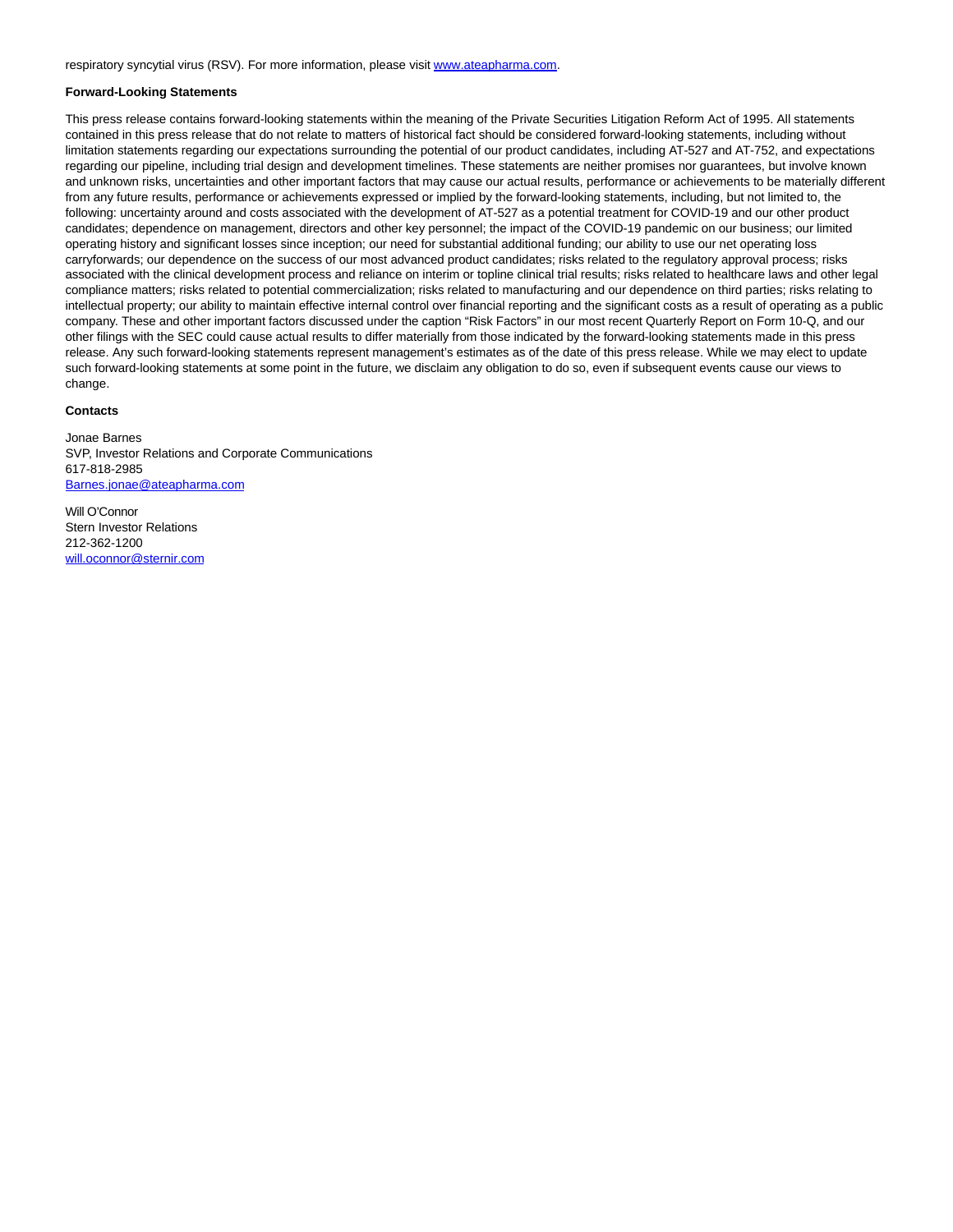respiratory syncytial virus (RSV). For more information, please visit [www.ateapharma.com](http://www.ateapharma.com).

**Forward-Looking Statements**

This press release contains forward-looking statements within the meaning of the Private Securities Litigation Reform Act of 1995. All statements contained in this press release that do not relate to matters of historical fact should be considered forward-looking statements, including without limitation statements regarding our expectations surrounding the potential of our product candidates, including AT-527 and AT-752, and expectations regarding our pipeline, including trial design and development timelines. These statements are neither promises nor guarantees, but involve known and unknown risks, uncertainties and other important factors that may cause our actual results, performance or achievements to be materially different from any future results, performance or achievements expressed or implied by the forward-looking statements, including, but not limited to, the following: uncertainty around and costs associated with the development of AT-527 as a potential treatment for COVID-19 and our other product candidates; dependence on management, directors and other key personnel; the impact of the COVID-19 pandemic on our business; our limited operating history and significant losses since inception; our need for substantial additional funding; our ability to use our net operating loss carryforwards; our dependence on the success of our most advanced product candidates; risks related to the regulatory approval process; risks associated with the clinical development process and reliance on interim or topline clinical trial results; risks related to healthcare laws and other legal compliance matters; risks related to potential commercialization; risks related to manufacturing and our dependence on third parties; risks relating to intellectual property; our ability to maintain effective internal control over financial reporting and the significant costs as a result of operating as a public company. These and other important factors discussed under the caption "Risk Factors" in our most recent Quarterly Report on Form 10-Q, and our other filings with the SEC could cause actual results to differ materially from those indicated by the forward-looking statements made in this press release. Any such forward-looking statements represent management's estimates as of the date of this press release. While we may elect to update such forward-looking statements at some point in the future, we disclaim any obligation to do so, even if subsequent events cause our views to change.

**Contacts**

Jonae Barnes
SVP, Investor Relations and Corporate Communications
617-818-2985
[Barnes.jonae@ateapharma.com](mailto:Barnes.jonae@ateapharma.com)

Will O'Connor
Stern Investor Relations
212-362-1200
[will.oconnor@sternir.com](mailto:will.oconnor@sternir.com)